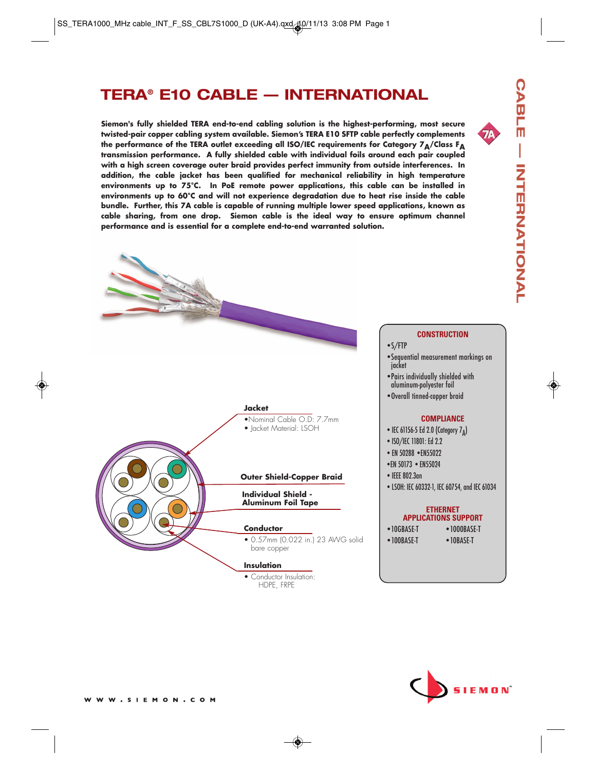# TERA® E10 CABLE — INTERNATIONAL

**Siemon's fully shielded TERA end-to-end cabling solution is the highest-performing, most secure twisted-pair copper cabling system available. Siemon's TERA E10 SFTP cable perfectly complements the performance of the TERA outlet exceeding all ISO/IEC requirements for Category $7_A$/Class $F_A$ transmission performance. A fully shielded cable with individual foils around each pair coupled with a high screen coverage outer braid provides perfect immunity from outside interferences. In addition, the cable jacket has been qualified for mechanical reliability in high temperature environments up to 75°C. In PoE remote power applications, this cable can be installed in environments up to 60°C and will not experience degradation due to heat rise inside the cable bundle. Further, this 7A cable is capable of running multiple lower speed applications, known as cable sharing, from one drop. Siemon cable is the ideal way to ensure optimum channel performance and is essential for a complete end-to-end warranted solution.**

**Jacket**
- Nominal Cable O.D: 7.7mm
- Jacket Material: LSOH

**Outer Shield-Copper Braid**

**Individual Shield - Aluminum Foil Tape**

**Conductor**
- 0.57mm (0.022 in.) 23 AWG solid bare copper

**Insulation**
- Conductor Insulation: HDPE, FRPE

## CONSTRUCTION
- S/FTP
- Sequential measurement markings on jacket
- Pairs individually shielded with aluminum-polyester foil
- Overall tinned-copper braid

## COMPLIANCE
- IEC 61156-5 Ed 2.0 (Category $7_A$)
- ISO/IEC 11801: Ed 2.2
- EN 50288
- EN55022
- EN 50173
- EN55024
- IEEE 802.3an
- LSOH: IEC 60332-1, IEC 60754, and IEC 61034

## ETHERNET APPLICATIONS SUPPORT
- 10GBASE-T
- 1000BASE-T
- 100BASE-T
- 10BASE-T

WWW.SIEMON.COM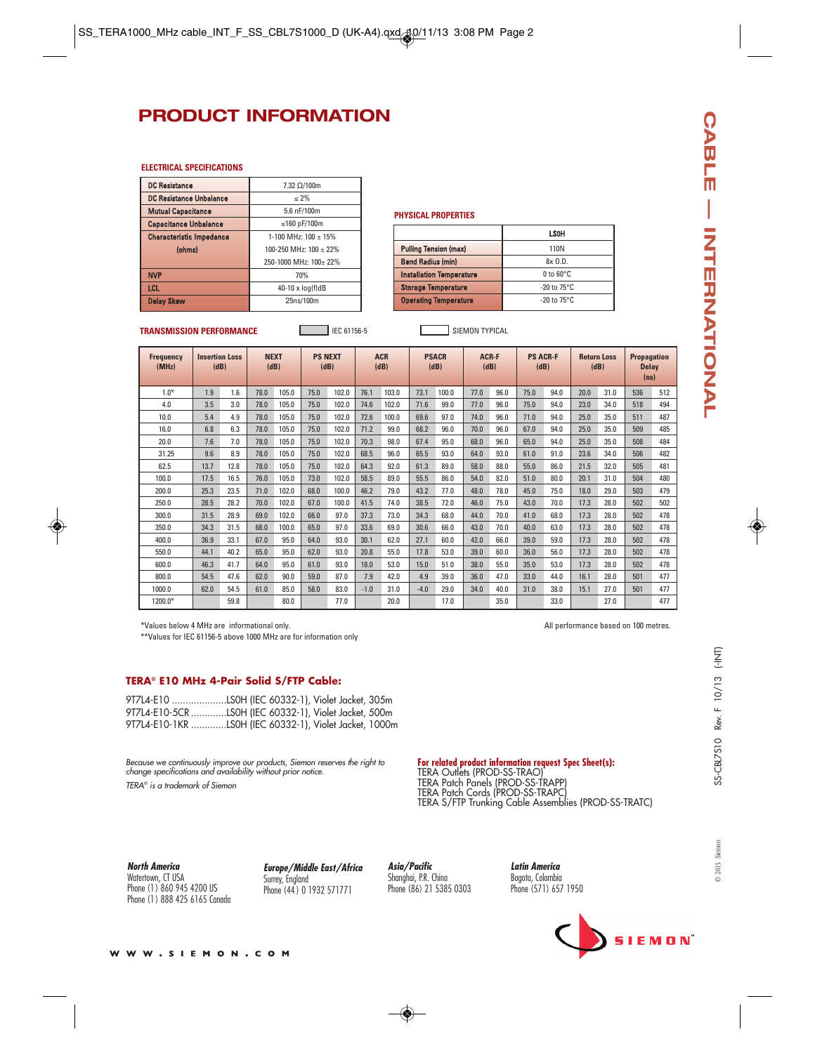# PRODUCT INFORMATION

### ELECTRICAL SPECIFICATIONS

| | |
|---|---|
| DC Resistance | 7.32 Ω/100m |
| DC Resistance Unbalance | ≤ 2% |
| Mutual Capacitance | 5.6 nF/100m |
| Capacitance Unbalance | ≤160 pF/100m |
| Characteristic Impedance (ohms) | 1-100 MHz: 100 ± 15% |
| | 100-250 MHz: 100 ± 22% |
| | 250-1000 MHz: 100± 22% |
| NVP | 70% |
| LCL | 40-10 x log(f)dB |
| Delay Skew | 25ns/100m |

### PHYSICAL PROPERTIES

| | LSOH |
|---|---|
| Pulling Tension (max) | 110N |
| Bend Radius (min) | 8x O.D. |
| Installation Temperature | 0 to 60°C |
| Storage Temperature | -20 to 75°C |
| Operating Temperature | -20 to 75°C |

### TRANSMISSION PERFORMANCE

IEC 61156-5 | SIEMON TYPICAL

| Frequency (MHz) | Insertion Loss (dB) | | NEXT (dB) | | PS NEXT (dB) | | ACR (dB) | | PSACR (dB) | | ACR-F (dB) | | PS ACR-F (dB) | | Return Loss (dB) | | Propagation Delay (ns) | |
|---|---|---|---|---|---|---|---|---|---|---|---|---|---|---|---|---|---|---|
| 1.0* | 1.9 | 1.6 | 78.0 | 105.0 | 75.0 | 102.0 | 76.1 | 103.0 | 73.1 | 100.0 | 77.0 | 96.0 | 75.0 | 94.0 | 20.0 | 31.0 | 536 | 512 |
| 4.0 | 3.5 | 3.0 | 78.0 | 105.0 | 75.0 | 102.0 | 74.6 | 102.0 | 71.6 | 99.0 | 77.0 | 96.0 | 75.0 | 94.0 | 23.0 | 34.0 | 518 | 494 |
| 10.0 | 5.4 | 4.9 | 78.0 | 105.0 | 75.0 | 102.0 | 72.6 | 100.0 | 69.6 | 97.0 | 74.0 | 96.0 | 71.0 | 94.0 | 25.0 | 35.0 | 511 | 487 |
| 16.0 | 6.8 | 6.3 | 78.0 | 105.0 | 75.0 | 102.0 | 71.2 | 99.0 | 68.2 | 96.0 | 70.0 | 96.0 | 67.0 | 94.0 | 25.0 | 35.0 | 509 | 485 |
| 20.0 | 7.6 | 7.0 | 78.0 | 105.0 | 75.0 | 102.0 | 70.3 | 98.0 | 67.4 | 95.0 | 68.0 | 96.0 | 65.0 | 94.0 | 25.0 | 35.0 | 508 | 484 |
| 31.25 | 9.6 | 8.9 | 78.0 | 105.0 | 75.0 | 102.0 | 68.5 | 96.0 | 65.5 | 93.0 | 64.0 | 93.0 | 61.0 | 91.0 | 23.6 | 34.0 | 506 | 482 |
| 62.5 | 13.7 | 12.8 | 78.0 | 105.0 | 75.0 | 102.0 | 64.3 | 92.0 | 61.3 | 89.0 | 58.0 | 88.0 | 55.0 | 86.0 | 21.5 | 32.0 | 505 | 481 |
| 100.0 | 17.5 | 16.5 | 76.0 | 105.0 | 73.0 | 102.0 | 58.5 | 89.0 | 55.5 | 86.0 | 54.0 | 82.0 | 51.0 | 80.0 | 20.1 | 31.0 | 504 | 480 |
| 200.0 | 25.3 | 23.5 | 71.0 | 102.0 | 68.0 | 100.0 | 46.2 | 79.0 | 43.2 | 77.0 | 48.0 | 78.0 | 45.0 | 75.0 | 18.0 | 29.0 | 503 | 479 |
| 250.0 | 28.5 | 28.2 | 70.0 | 102.0 | 67.0 | 100.0 | 41.5 | 74.0 | 38.5 | 72.0 | 46.0 | 75.0 | 43.0 | 70.0 | 17.3 | 28.0 | 502 | 502 |
| 300.0 | 31.5 | 28.9 | 69.0 | 102.0 | 66.0 | 97.0 | 37.3 | 73.0 | 34.3 | 68.0 | 44.0 | 70.0 | 41.0 | 68.0 | 17.3 | 28.0 | 502 | 478 |
| 350.0 | 34.3 | 31.5 | 68.0 | 100.0 | 65.0 | 97.0 | 33.6 | 69.0 | 30.6 | 66.0 | 43.0 | 70.0 | 40.0 | 63.0 | 17.3 | 28.0 | 502 | 478 |
| 400.0 | 36.9 | 33.1 | 67.0 | 95.0 | 64.0 | 93.0 | 30.1 | 62.0 | 27.1 | 60.0 | 42.0 | 66.0 | 39.0 | 59.0 | 17.3 | 28.0 | 502 | 478 |
| 550.0 | 44.1 | 40.2 | 65.0 | 95.0 | 62.0 | 93.0 | 20.8 | 55.0 | 17.8 | 53.0 | 39.0 | 60.0 | 36.0 | 56.0 | 17.3 | 28.0 | 502 | 478 |
| 600.0 | 46.3 | 41.7 | 64.0 | 95.0 | 61.0 | 93.0 | 18.0 | 53.0 | 15.0 | 51.0 | 38.0 | 55.0 | 35.0 | 53.0 | 17.3 | 28.0 | 502 | 478 |
| 800.0 | 54.5 | 47.6 | 62.0 | 90.0 | 59.0 | 87.0 | 7.9 | 42.0 | 4.9 | 39.0 | 36.0 | 47.0 | 33.0 | 44.0 | 16.1 | 28.0 | 501 | 477 |
| 1000.0 | 62.0 | 54.5 | 61.0 | 85.0 | 58.0 | 83.0 | -1.0 | 31.0 | -4.0 | 29.0 | 34.0 | 40.0 | 31.0 | 38.0 | 15.1 | 27.0 | 501 | 477 |
| 1200.0* | | 59.8 | | 80.0 | | 77.0 | | 20.0 | | 17.0 | | 35.0 | | 33.0 | | 27.0 | | 477 |

*Values below 4 MHz are informational only.
**Values for IEC 61156-5 above 1000 MHz are for information only

All performance based on 100 metres.

## TERA® E10 MHz 4-Pair Solid S/FTP Cable:

9T7L4-E10 ....................LSOH (IEC 60332-1), Violet Jacket, 305m
9T7L4-E10-5CR .............LSOH (IEC 60332-1), Violet Jacket, 500m
9T7L4-E10-1KR .............LSOH (IEC 60332-1), Violet Jacket, 1000m

*Because we continuously improve our products, Siemon reserves the right to change specifications and availability without prior notice.*

*TERA® is a trademark of Siemon*

**For related product information request Spec Sheet(s):**
TERA Outlets (PROD-SS-TRAO)
TERA Patch Panels (PROD-SS-TRAPP)
TERA Patch Cords (PROD-SS-TRAPC)
TERA S/FTP Trunking Cable Assemblies (PROD-SS-TRATC)

**North America**
Watertown, CT USA
Phone (1) 860 945 4200 US
Phone (1) 888 425 6165 Canada

**Europe/Middle East/Africa**
Surrey, England
Phone (44) 0 1932 571771

**Asia/Pacific**
Shanghai, P.R. China
Phone (86) 21 5385 0303

**Latin America**
Bogota, Colombia
Phone (571) 657 1950

SIEMON™

WWW.SIEMON.COM

CABLE — INTERNATIONAL

SS-CBL7S10 Rev. F 10/13 (-INT)

© 2013 Siemon